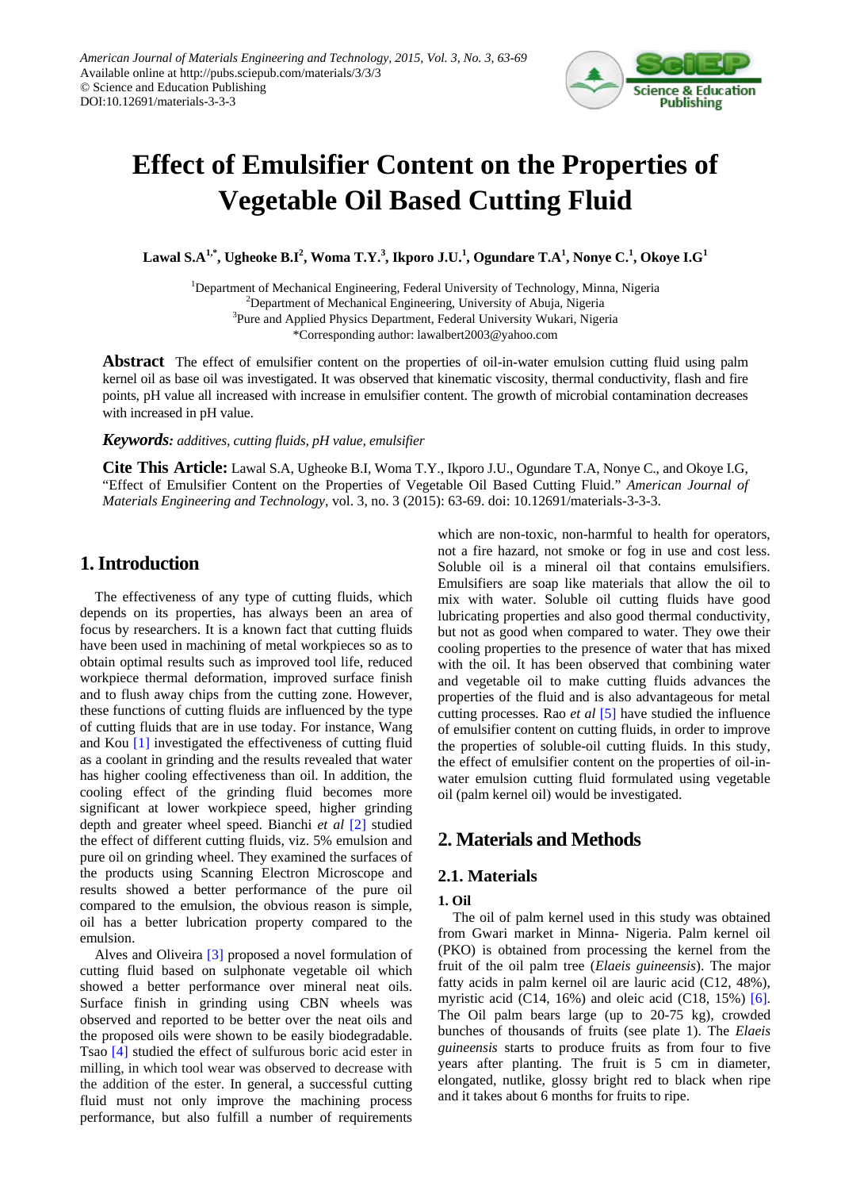American Journal of Materials Engineering and Technology, 2015, Vol. 3, No. 3, 63-69
Available online at http://pubs.sciepub.com/materials/3/3/3
© Science and Education Publishing
DOI:10.12691/materials-3-3-3

# Effect of Emulsifier Content on the Properties of Vegetable Oil Based Cutting Fluid

**Lawal S.A[1,*], Ugheoke B.I[2], Woma T.Y.[3], Ikporo J.U.[1], Ogundare T.A[1], Nonye C.[1], Okoye I.G[1]**

[1]Department of Mechanical Engineering, Federal University of Technology, Minna, Nigeria
[2]Department of Mechanical Engineering, University of Abuja, Nigeria
[3]Pure and Applied Physics Department, Federal University Wukari, Nigeria
*Corresponding author: lawalbert2003@yahoo.com

**Abstract** The effect of emulsifier content on the properties of oil-in-water emulsion cutting fluid using palm kernel oil as base oil was investigated. It was observed that kinematic viscosity, thermal conductivity, flash and fire points, pH value all increased with increase in emulsifier content. The growth of microbial contamination decreases with increased in pH value.

***Keywords:*** *additives, cutting fluids, pH value, emulsifier*

**Cite This Article:** Lawal S.A, Ugheoke B.I, Woma T.Y., Ikporo J.U., Ogundare T.A, Nonye C., and Okoye I.G, "Effect of Emulsifier Content on the Properties of Vegetable Oil Based Cutting Fluid." *American Journal of Materials Engineering and Technology*, vol. 3, no. 3 (2015): 63-69. doi: 10.12691/materials-3-3-3.

## 1. Introduction

The effectiveness of any type of cutting fluids, which depends on its properties, has always been an area of focus by researchers. It is a known fact that cutting fluids have been used in machining of metal workpieces so as to obtain optimal results such as improved tool life, reduced workpiece thermal deformation, improved surface finish and to flush away chips from the cutting zone. However, these functions of cutting fluids are influenced by the type of cutting fluids that are in use today. For instance, Wang and Kou [1] investigated the effectiveness of cutting fluid as a coolant in grinding and the results revealed that water has higher cooling effectiveness than oil. In addition, the cooling effect of the grinding fluid becomes more significant at lower workpiece speed, higher grinding depth and greater wheel speed. Bianchi *et al* [2] studied the effect of different cutting fluids, viz. 5% emulsion and pure oil on grinding wheel. They examined the surfaces of the products using Scanning Electron Microscope and results showed a better performance of the pure oil compared to the emulsion, the obvious reason is simple, oil has a better lubrication property compared to the emulsion.

Alves and Oliveira [3] proposed a novel formulation of cutting fluid based on sulphonate vegetable oil which showed a better performance over mineral neat oils. Surface finish in grinding using CBN wheels was observed and reported to be better over the neat oils and the proposed oils were shown to be easily biodegradable. Tsao [4] studied the effect of sulfurous boric acid ester in milling, in which tool wear was observed to decrease with the addition of the ester. In general, a successful cutting fluid must not only improve the machining process performance, but also fulfill a number of requirements which are non-toxic, non-harmful to health for operators, not a fire hazard, not smoke or fog in use and cost less. Soluble oil is a mineral oil that contains emulsifiers. Emulsifiers are soap like materials that allow the oil to mix with water. Soluble oil cutting fluids have good lubricating properties and also good thermal conductivity, but not as good when compared to water. They owe their cooling properties to the presence of water that has mixed with the oil. It has been observed that combining water and vegetable oil to make cutting fluids advances the properties of the fluid and is also advantageous for metal cutting processes. Rao *et al* [5] have studied the influence of emulsifier content on cutting fluids, in order to improve the properties of soluble-oil cutting fluids. In this study, the effect of emulsifier content on the properties of oil-in-water emulsion cutting fluid formulated using vegetable oil (palm kernel oil) would be investigated.

## 2. Materials and Methods

### 2.1. Materials

**1. Oil**

The oil of palm kernel used in this study was obtained from Gwari market in Minna- Nigeria. Palm kernel oil (PKO) is obtained from processing the kernel from the fruit of the oil palm tree (*Elaeis guineensis*). The major fatty acids in palm kernel oil are lauric acid (C12, 48%), myristic acid (C14, 16%) and oleic acid (C18, 15%) [6]. The Oil palm bears large (up to 20-75 kg), crowded bunches of thousands of fruits (see plate 1). The *Elaeis guineensis* starts to produce fruits as from four to five years after planting. The fruit is 5 cm in diameter, elongated, nutlike, glossy bright red to black when ripe and it takes about 6 months for fruits to ripe.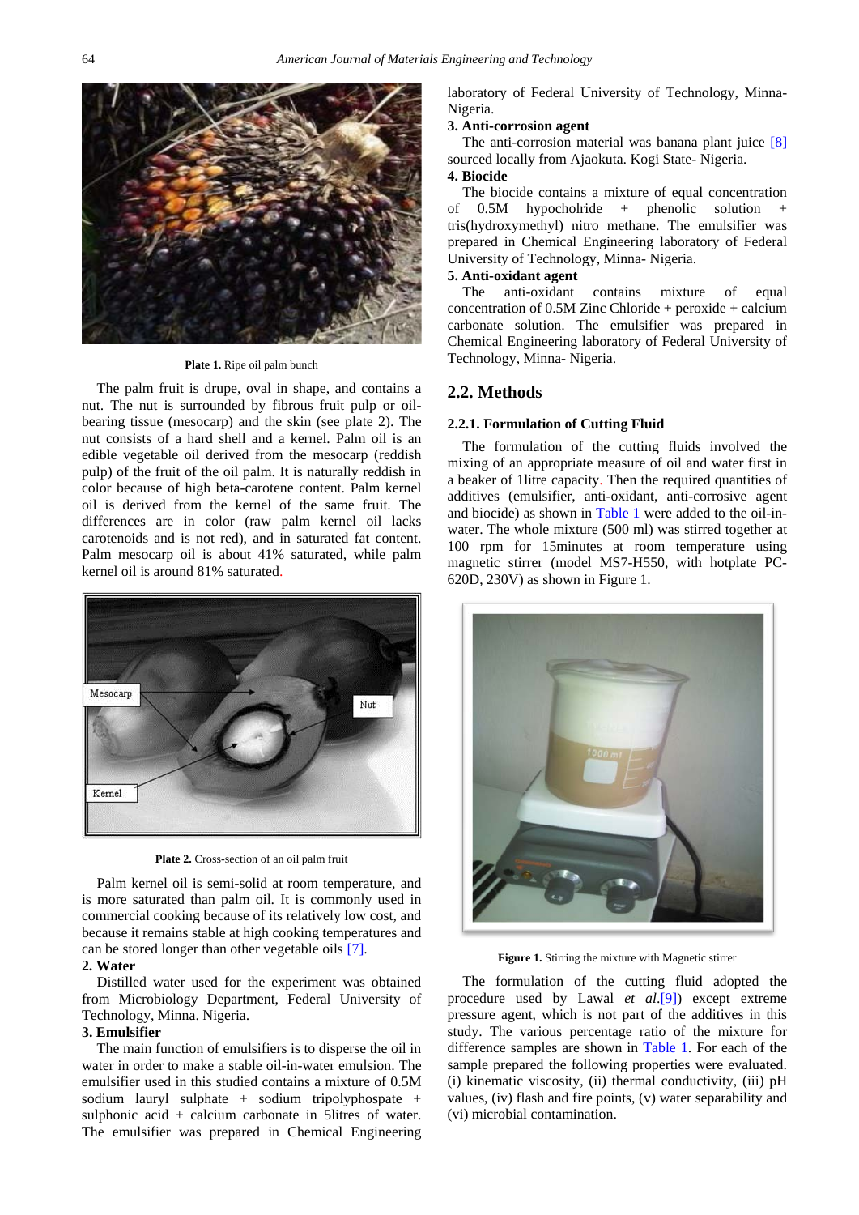Plate 1. Ripe oil palm bunch

The palm fruit is drupe, oval in shape, and contains a nut. The nut is surrounded by fibrous fruit pulp or oil-bearing tissue (mesocarp) and the skin (see plate 2). The nut consists of a hard shell and a kernel. Palm oil is an edible vegetable oil derived from the mesocarp (reddish pulp) of the fruit of the oil palm. It is naturally reddish in color because of high beta-carotene content. Palm kernel oil is derived from the kernel of the same fruit. The differences are in color (raw palm kernel oil lacks carotenoids and is not red), and in saturated fat content. Palm mesocarp oil is about 41% saturated, while palm kernel oil is around 81% saturated.

Plate 2. Cross-section of an oil palm fruit

Palm kernel oil is semi-solid at room temperature, and is more saturated than palm oil. It is commonly used in commercial cooking because of its relatively low cost, and because it remains stable at high cooking temperatures and can be stored longer than other vegetable oils [7].

**2. Water**

Distilled water used for the experiment was obtained from Microbiology Department, Federal University of Technology, Minna. Nigeria.

**3. Emulsifier**

The main function of emulsifiers is to disperse the oil in water in order to make a stable oil-in-water emulsion. The emulsifier used in this studied contains a mixture of 0.5M sodium lauryl sulphate + sodium tripolyphospate + sulphonic acid + calcium carbonate in 5litres of water. The emulsifier was prepared in Chemical Engineering laboratory of Federal University of Technology, Minna- Nigeria.

**3. Anti-corrosion agent**

The anti-corrosion material was banana plant juice [8] sourced locally from Ajaokuta. Kogi State- Nigeria.

**4. Biocide**

The biocide contains a mixture of equal concentration of 0.5M hypocholride + phenolic solution + tris(hydroxymethyl) nitro methane. The emulsifier was prepared in Chemical Engineering laboratory of Federal University of Technology, Minna- Nigeria.

**5. Anti-oxidant agent**

The anti-oxidant contains mixture of equal concentration of 0.5M Zinc Chloride + peroxide + calcium carbonate solution. The emulsifier was prepared in Chemical Engineering laboratory of Federal University of Technology, Minna- Nigeria.

## 2.2. Methods

### 2.2.1. Formulation of Cutting Fluid

The formulation of the cutting fluids involved the mixing of an appropriate measure of oil and water first in a beaker of 1litre capacity. Then the required quantities of additives (emulsifier, anti-oxidant, anti-corrosive agent and biocide) as shown in Table 1 were added to the oil-in-water. The whole mixture (500 ml) was stirred together at 100 rpm for 15minutes at room temperature using magnetic stirrer (model MS7-H550, with hotplate PC-620D, 230V) as shown in Figure 1.

Figure 1. Stirring the mixture with Magnetic stirrer

The formulation of the cutting fluid adopted the procedure used by Lawal *et al*.[9]) except extreme pressure agent, which is not part of the additives in this study. The various percentage ratio of the mixture for difference samples are shown in Table 1. For each of the sample prepared the following properties were evaluated. (i) kinematic viscosity, (ii) thermal conductivity, (iii) pH values, (iv) flash and fire points, (v) water separability and (vi) microbial contamination.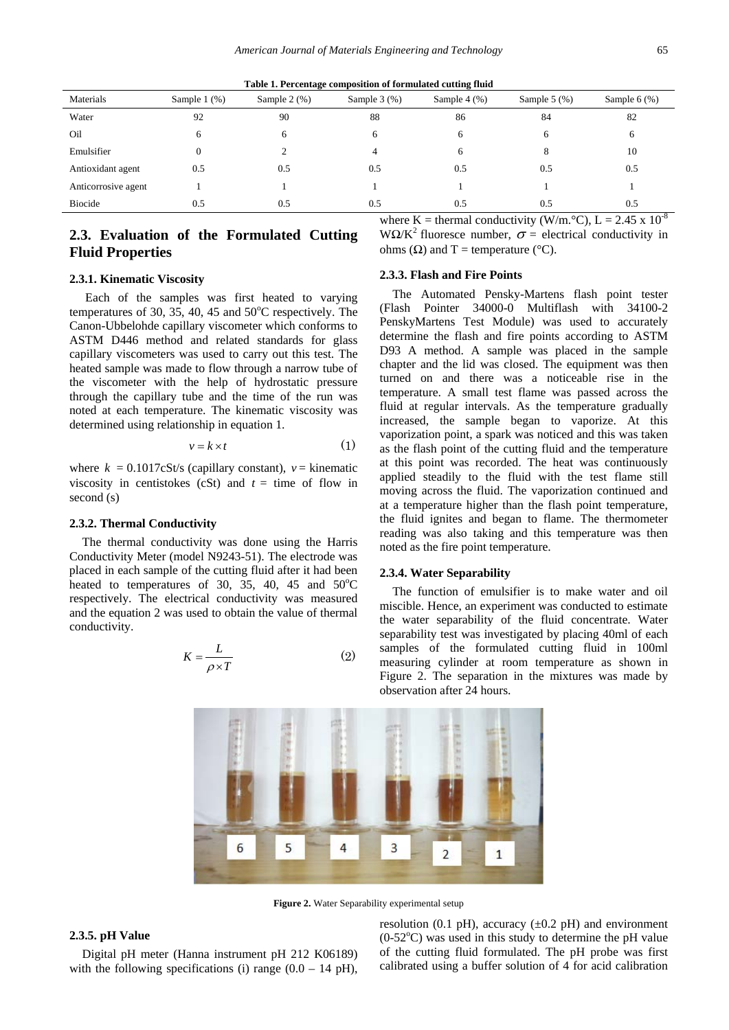**Table 1. Percentage composition of formulated cutting fluid**

| Materials | Sample 1 (%) | Sample 2 (%) | Sample 3 (%) | Sample 4 (%) | Sample 5 (%) | Sample 6 (%) |
|---|---|---|---|---|---|---|
| Water | 92 | 90 | 88 | 86 | 84 | 82 |
| Oil | 6 | 6 | 6 | 6 | 6 | 6 |
| Emulsifier | 0 | 2 | 4 | 6 | 8 | 10 |
| Antioxidant agent | 0.5 | 0.5 | 0.5 | 0.5 | 0.5 | 0.5 |
| Anticorrosive agent | 1 | 1 | 1 | 1 | 1 | 1 |
| Biocide | 0.5 | 0.5 | 0.5 | 0.5 | 0.5 | 0.5 |

## 2.3. Evaluation of the Formulated Cutting Fluid Properties

### 2.3.1. Kinematic Viscosity

Each of the samples was first heated to varying temperatures of 30, 35, 40, 45 and 50°C respectively. The Canon-Ubbelohde capillary viscometer which conforms to ASTM D446 method and related standards for glass capillary viscometers was used to carry out this test. The heated sample was made to flow through a narrow tube of the viscometer with the help of hydrostatic pressure through the capillary tube and the time of the run was noted at each temperature. The kinematic viscosity was determined using relationship in equation 1.

$$v = k \times t \tag{1}$$

where $k$ = 0.1017cSt/s (capillary constant), $v$ = kinematic viscosity in centistokes (cSt) and $t$ = time of flow in second (s)

### 2.3.2. Thermal Conductivity

The thermal conductivity was done using the Harris Conductivity Meter (model N9243-51). The electrode was placed in each sample of the cutting fluid after it had been heated to temperatures of 30, 35, 40, 45 and 50°C respectively. The electrical conductivity was measured and the equation 2 was used to obtain the value of thermal conductivity.

$$K = \frac{L}{\rho \times T} \tag{2}$$

where K = thermal conductivity (W/m.°C), L = 2.45 x $10^{-8}$ W$\Omega$/K$^2$ fluoresce number, $\sigma$ = electrical conductivity in ohms ($\Omega$) and T = temperature (°C).

### 2.3.3. Flash and Fire Points

The Automated Pensky-Martens flash point tester (Flash Pointer 34000-0 Multiflash with 34100-2 PenskyMartens Test Module) was used to accurately determine the flash and fire points according to ASTM D93 A method. A sample was placed in the sample chapter and the lid was closed. The equipment was then turned on and there was a noticeable rise in the temperature. A small test flame was passed across the fluid at regular intervals. As the temperature gradually increased, the sample began to vaporize. At this vaporization point, a spark was noticed and this was taken as the flash point of the cutting fluid and the temperature at this point was recorded. The heat was continuously applied steadily to the fluid with the test flame still moving across the fluid. The vaporization continued and at a temperature higher than the flash point temperature, the fluid ignites and began to flame. The thermometer reading was also taking and this temperature was then noted as the fire point temperature.

### 2.3.4. Water Separability

The function of emulsifier is to make water and oil miscible. Hence, an experiment was conducted to estimate the water separability of the fluid concentrate. Water separability test was investigated by placing 40ml of each samples of the formulated cutting fluid in 100ml measuring cylinder at room temperature as shown in Figure 2. The separation in the mixtures was made by observation after 24 hours.

**Figure 2.** Water Separability experimental setup

### 2.3.5. pH Value

Digital pH meter (Hanna instrument pH 212 K06189) with the following specifications (i) range (0.0 – 14 pH), resolution (0.1 pH), accuracy (±0.2 pH) and environment (0-52°C) was used in this study to determine the pH value of the cutting fluid formulated. The pH probe was first calibrated using a buffer solution of 4 for acid calibration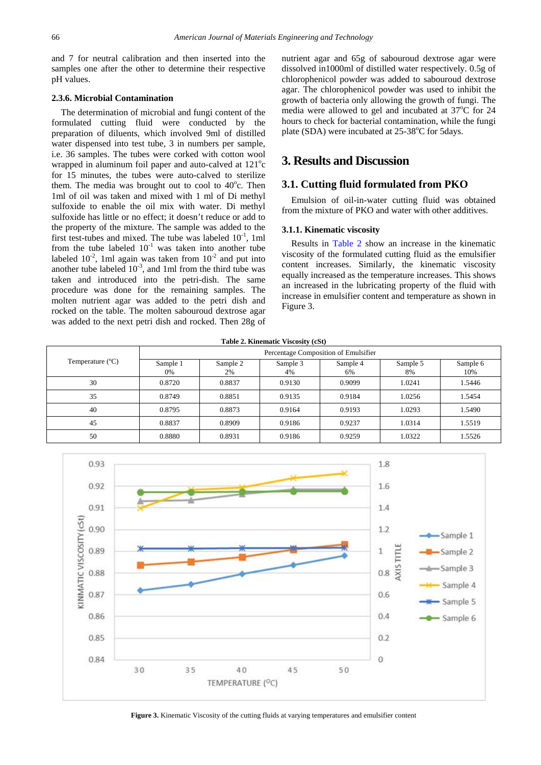and 7 for neutral calibration and then inserted into the samples one after the other to determine their respective pH values.

#### 2.3.6. Microbial Contamination

The determination of microbial and fungi content of the formulated cutting fluid were conducted by the preparation of diluents, which involved 9ml of distilled water dispensed into test tube, 3 in numbers per sample, i.e. 36 samples. The tubes were corked with cotton wool wrapped in aluminum foil paper and auto-calved at 121°c for 15 minutes, the tubes were auto-calved to sterilize them. The media was brought out to cool to 40°c. Then 1ml of oil was taken and mixed with 1 ml of Di methyl sulfoxide to enable the oil mix with water. Di methyl sulfoxide has little or no effect; it doesn't reduce or add to the property of the mixture. The sample was added to the first test-tubes and mixed. The tube was labeled $10^{-1}$, 1ml from the tube labeled $10^{-1}$ was taken into another tube labeled $10^{-2}$, 1ml again was taken from $10^{-2}$ and put into another tube labeled $10^{-3}$, and 1ml from the third tube was taken and introduced into the petri-dish. The same procedure was done for the remaining samples. The molten nutrient agar was added to the petri dish and rocked on the table. The molten sabouroud dextrose agar was added to the next petri dish and rocked. Then 28g of nutrient agar and 65g of sabouroud dextrose agar were dissolved in1000ml of distilled water respectively. 0.5g of chlorophenicol powder was added to sabouroud dextrose agar. The chlorophenicol powder was used to inhibit the growth of bacteria only allowing the growth of fungi. The media were allowed to gel and incubated at 37°C for 24 hours to check for bacterial contamination, while the fungi plate (SDA) were incubated at 25-38°C for 5days.

## 3. Results and Discussion

### 3.1. Cutting fluid formulated from PKO

Emulsion of oil-in-water cutting fluid was obtained from the mixture of PKO and water with other additives.

#### 3.1.1. Kinematic viscosity

Results in Table 2 show an increase in the kinematic viscosity of the formulated cutting fluid as the emulsifier content increases. Similarly, the kinematic viscosity equally increased as the temperature increases. This shows an increased in the lubricating property of the fluid with increase in emulsifier content and temperature as shown in Figure 3.

**Table 2. Kinematic Viscosity (cSt)**

| Temperature (°C) | Percentage Composition of Emulsifier | | | | | |
|---|---|---|---|---|---|---|
| | Sample 1 0% | Sample 2 2% | Sample 3 4% | Sample 4 6% | Sample 5 8% | Sample 6 10% |
| 30 | 0.8720 | 0.8837 | 0.9130 | 0.9099 | 1.0241 | 1.5446 |
| 35 | 0.8749 | 0.8851 | 0.9135 | 0.9184 | 1.0256 | 1.5454 |
| 40 | 0.8795 | 0.8873 | 0.9164 | 0.9193 | 1.0293 | 1.5490 |
| 45 | 0.8837 | 0.8909 | 0.9186 | 0.9237 | 1.0314 | 1.5519 |
| 50 | 0.8880 | 0.8931 | 0.9186 | 0.9259 | 1.0322 | 1.5526 |

**Figure 3.** Kinematic Viscosity of the cutting fluids at varying temperatures and emulsifier content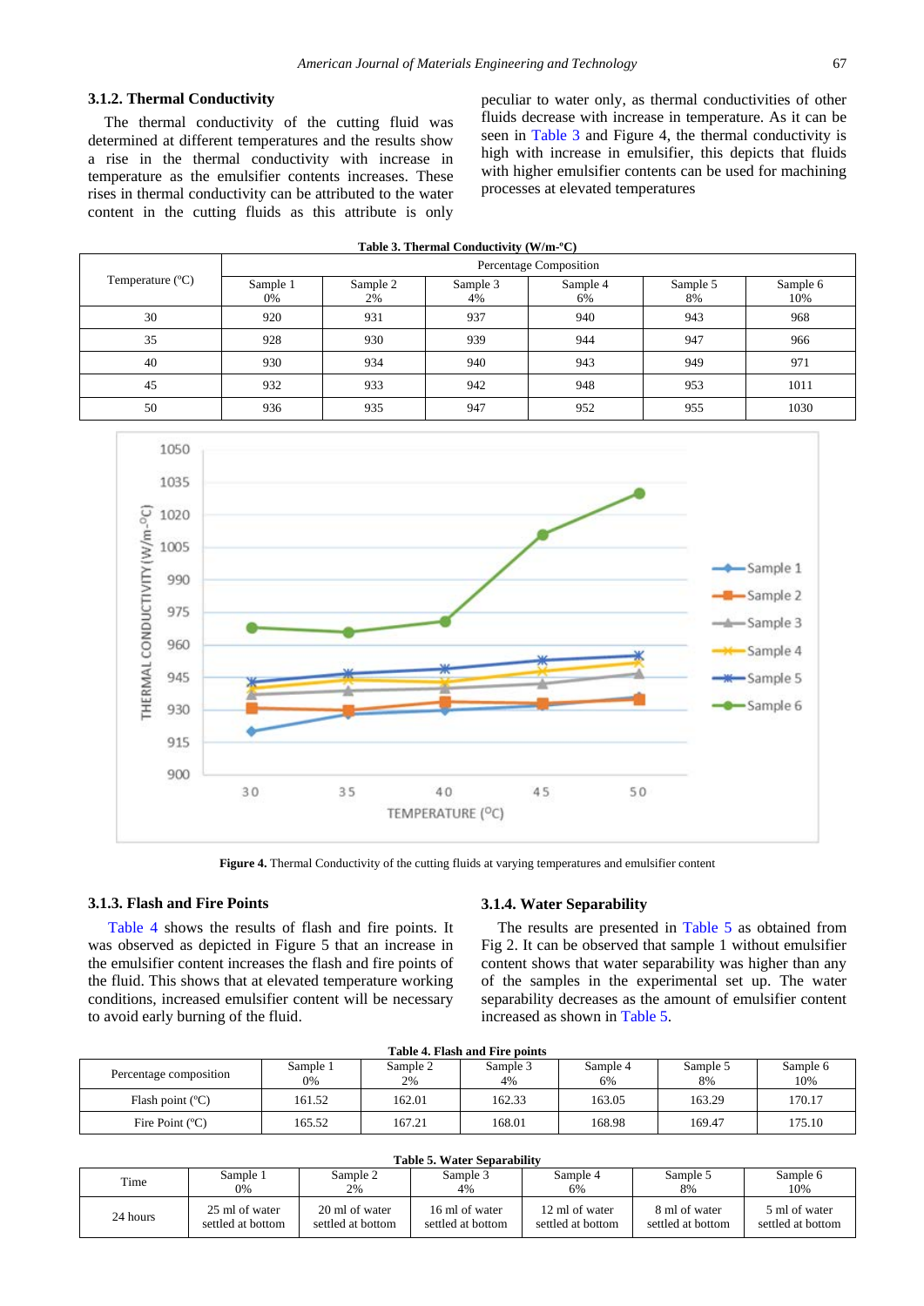### 3.1.2. Thermal Conductivity

The thermal conductivity of the cutting fluid was determined at different temperatures and the results show a rise in the thermal conductivity with increase in temperature as the emulsifier contents increases. These rises in thermal conductivity can be attributed to the water content in the cutting fluids as this attribute is only peculiar to water only, as thermal conductivities of other fluids decrease with increase in temperature. As it can be seen in Table 3 and Figure 4, the thermal conductivity is high with increase in emulsifier, this depicts that fluids with higher emulsifier contents can be used for machining processes at elevated temperatures

**Table 3. Thermal Conductivity (W/m-°C)**

| Temperature (°C) | Percentage Composition | | | | | |
|---|---|---|---|---|---|---|
| | Sample 1 0% | Sample 2 2% | Sample 3 4% | Sample 4 6% | Sample 5 8% | Sample 6 10% |
| 30 | 920 | 931 | 937 | 940 | 943 | 968 |
| 35 | 928 | 930 | 939 | 944 | 947 | 966 |
| 40 | 930 | 934 | 940 | 943 | 949 | 971 |
| 45 | 932 | 933 | 942 | 948 | 953 | 1011 |
| 50 | 936 | 935 | 947 | 952 | 955 | 1030 |

**Figure 4.** Thermal Conductivity of the cutting fluids at varying temperatures and emulsifier content

### 3.1.3. Flash and Fire Points

Table 4 shows the results of flash and fire points. It was observed as depicted in Figure 5 that an increase in the emulsifier content increases the flash and fire points of the fluid. This shows that at elevated temperature working conditions, increased emulsifier content will be necessary to avoid early burning of the fluid.

### 3.1.4. Water Separability

The results are presented in Table 5 as obtained from Fig 2. It can be observed that sample 1 without emulsifier content shows that water separability was higher than any of the samples in the experimental set up. The water separability decreases as the amount of emulsifier content increased as shown in Table 5.

**Table 4. Flash and Fire points**

| Percentage composition | Sample 1 0% | Sample 2 2% | Sample 3 4% | Sample 4 6% | Sample 5 8% | Sample 6 10% |
|---|---|---|---|---|---|---|
| Flash point (°C) | 161.52 | 162.01 | 162.33 | 163.05 | 163.29 | 170.17 |
| Fire Point (°C) | 165.52 | 167.21 | 168.01 | 168.98 | 169.47 | 175.10 |

**Table 5. Water Separability**

| Time | Sample 1 0% | Sample 2 2% | Sample 3 4% | Sample 4 6% | Sample 5 8% | Sample 6 10% |
|---|---|---|---|---|---|---|
| 24 hours | 25 ml of water settled at bottom | 20 ml of water settled at bottom | 16 ml of water settled at bottom | 12 ml of water settled at bottom | 8 ml of water settled at bottom | 5 ml of water settled at bottom |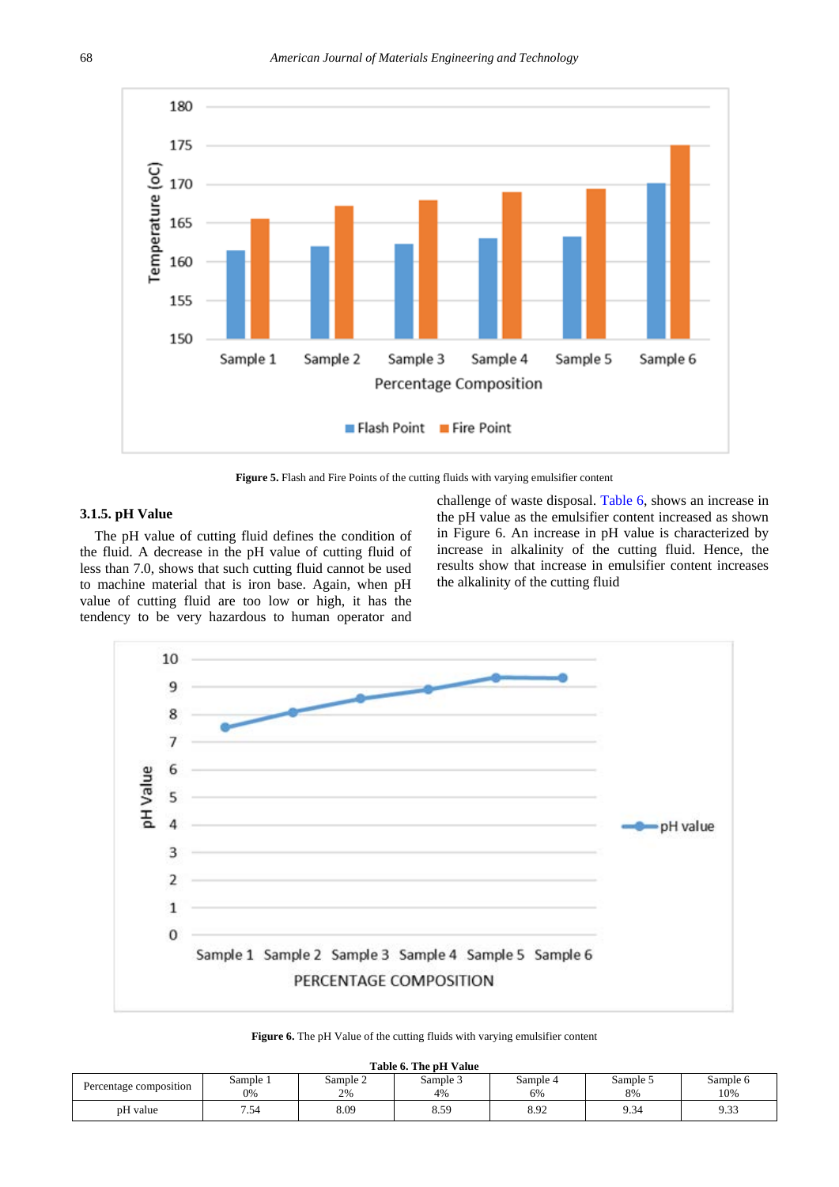Figure 5. Flash and Fire Points of the cutting fluids with varying emulsifier content

### 3.1.5. pH Value

The pH value of cutting fluid defines the condition of the fluid. A decrease in the pH value of cutting fluid of less than 7.0, shows that such cutting fluid cannot be used to machine material that is iron base. Again, when pH value of cutting fluid are too low or high, it has the tendency to be very hazardous to human operator and challenge of waste disposal. Table 6, shows an increase in the pH value as the emulsifier content increased as shown in Figure 6. An increase in pH value is characterized by increase in alkalinity of the cutting fluid. Hence, the results show that increase in emulsifier content increases the alkalinity of the cutting fluid

Figure 6. The pH Value of the cutting fluids with varying emulsifier content

**Table 6. The pH Value**

| Percentage composition | Sample 1 0% | Sample 2 2% | Sample 3 4% | Sample 4 6% | Sample 5 8% | Sample 6 10% |
|---|---|---|---|---|---|---|
| pH value | 7.54 | 8.09 | 8.59 | 8.92 | 9.34 | 9.33 |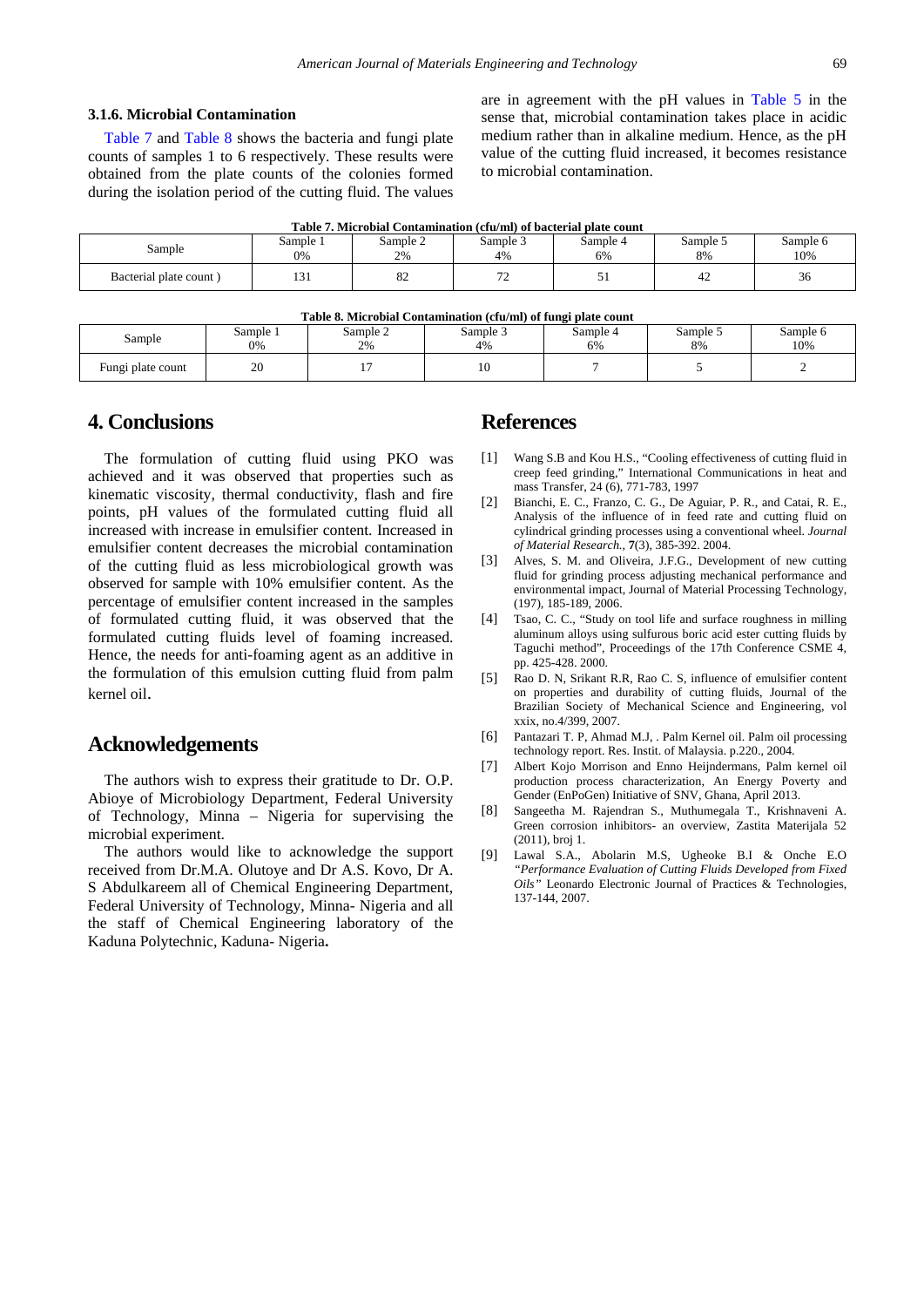### 3.1.6. Microbial Contamination

Table 7 and Table 8 shows the bacteria and fungi plate counts of samples 1 to 6 respectively. These results were obtained from the plate counts of the colonies formed during the isolation period of the cutting fluid. The values are in agreement with the pH values in Table 5 in the sense that, microbial contamination takes place in acidic medium rather than in alkaline medium. Hence, as the pH value of the cutting fluid increased, it becomes resistance to microbial contamination.

**Table 7. Microbial Contamination (cfu/ml) of bacterial plate count**

| Sample | Sample 1 0% | Sample 2 2% | Sample 3 4% | Sample 4 6% | Sample 5 8% | Sample 6 10% |
|---|---|---|---|---|---|---|
| Bacterial plate count ) | 131 | 82 | 72 | 51 | 42 | 36 |

**Table 8. Microbial Contamination (cfu/ml) of fungi plate count**

| Sample | Sample 1 0% | Sample 2 2% | Sample 3 4% | Sample 4 6% | Sample 5 8% | Sample 6 10% |
|---|---|---|---|---|---|---|
| Fungi plate count | 20 | 17 | 10 | 7 | 5 | 2 |

## 4. Conclusions

The formulation of cutting fluid using PKO was achieved and it was observed that properties such as kinematic viscosity, thermal conductivity, flash and fire points, pH values of the formulated cutting fluid all increased with increase in emulsifier content. Increased in emulsifier content decreases the microbial contamination of the cutting fluid as less microbiological growth was observed for sample with 10% emulsifier content. As the percentage of emulsifier content increased in the samples of formulated cutting fluid, it was observed that the formulated cutting fluids level of foaming increased. Hence, the needs for anti-foaming agent as an additive in the formulation of this emulsion cutting fluid from palm kernel oil.

## Acknowledgements

The authors wish to express their gratitude to Dr. O.P. Abioye of Microbiology Department, Federal University of Technology, Minna – Nigeria for supervising the microbial experiment.

The authors would like to acknowledge the support received from Dr.M.A. Olutoye and Dr A.S. Kovo, Dr A. S Abdulkareem all of Chemical Engineering Department, Federal University of Technology, Minna- Nigeria and all the staff of Chemical Engineering laboratory of the Kaduna Polytechnic, Kaduna- Nigeria**.**

## References

[1] Wang S.B and Kou H.S., "Cooling effectiveness of cutting fluid in creep feed grinding," International Communications in heat and mass Transfer, 24 (6), 771-783, 1997

[2] Bianchi, E. C., Franzo, C. G., De Aguiar, P. R., and Catai, R. E., Analysis of the influence of in feed rate and cutting fluid on cylindrical grinding processes using a conventional wheel. *Journal of Material Research.*, **7**(3), 385-392. 2004.

[3] Alves, S. M. and Oliveira, J.F.G., Development of new cutting fluid for grinding process adjusting mechanical performance and environmental impact, Journal of Material Processing Technology, (197), 185-189, 2006.

[4] Tsao, C. C., "Study on tool life and surface roughness in milling aluminum alloys using sulfurous boric acid ester cutting fluids by Taguchi method", Proceedings of the 17th Conference CSME 4, pp. 425-428. 2000.

[5] Rao D. N, Srikant R.R, Rao C. S, influence of emulsifier content on properties and durability of cutting fluids, Journal of the Brazilian Society of Mechanical Science and Engineering, vol xxix, no.4/399, 2007.

[6] Pantazari T. P, Ahmad M.J, . Palm Kernel oil. Palm oil processing technology report. Res. Instit. of Malaysia. p.220., 2004.

[7] Albert Kojo Morrison and Enno Heijndermans, Palm kernel oil production process characterization, An Energy Poverty and Gender (EnPoGen) Initiative of SNV, Ghana, April 2013.

[8] Sangeetha M. Rajendran S., Muthumegala T., Krishnaveni A. Green corrosion inhibitors- an overview, Zastita Materijala 52 (2011), broj 1.

[9] Lawal S.A., Abolarin M.S, Ugheoke B.I & Onche E.O *"Performance Evaluation of Cutting Fluids Developed from Fixed Oils"* Leonardo Electronic Journal of Practices & Technologies, 137-144, 2007.